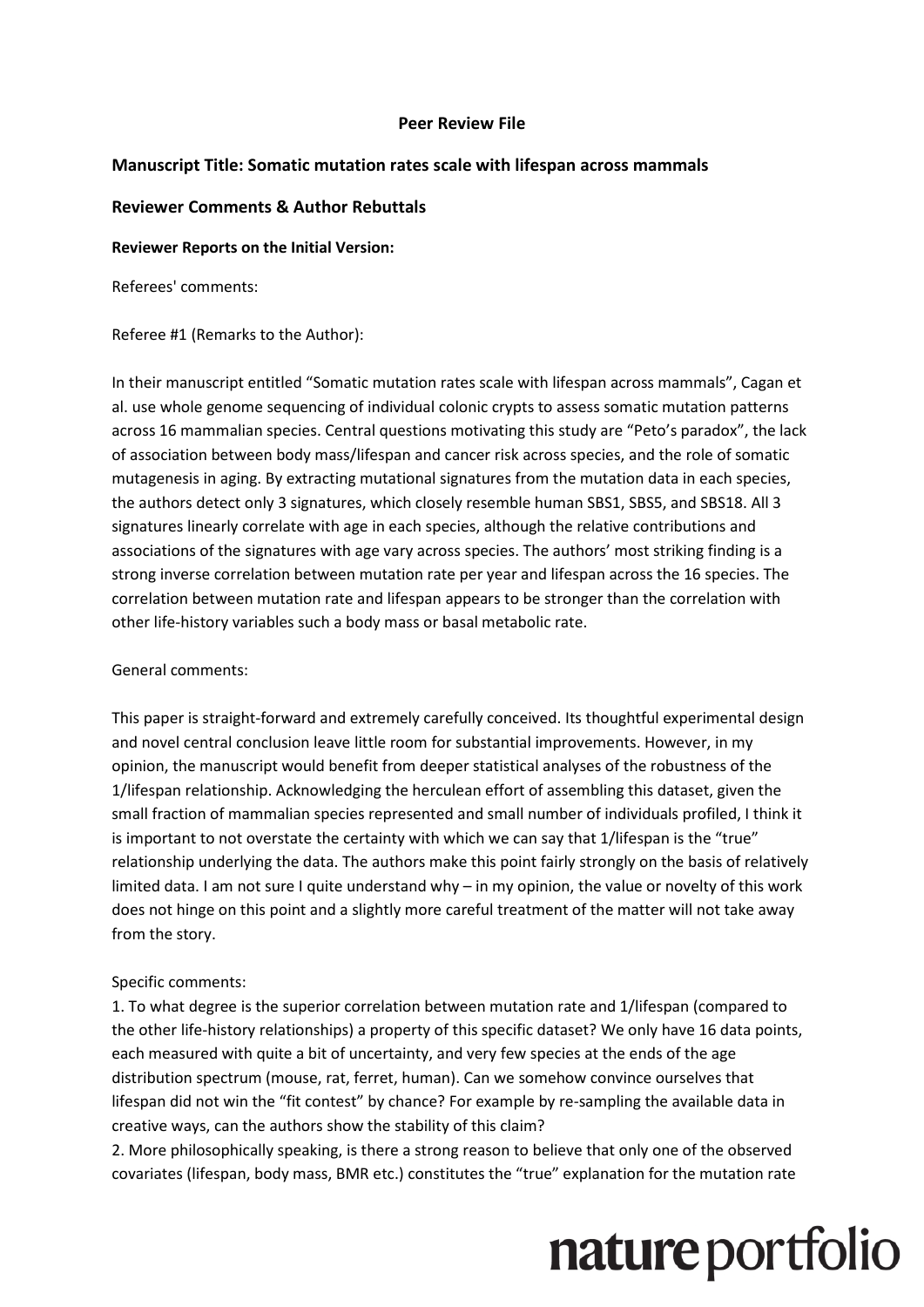**Peer Review File**

**Manuscript Title: Somatic mutation rates scale with lifespan across mammals**

**Reviewer Comments & Author Rebuttals**

**Reviewer Reports on the Initial Version:**

Referees' comments:

Referee #1 (Remarks to the Author):

In their manuscript entitled "Somatic mutation rates scale with lifespan across mammals", Cagan et al. use whole genome sequencing of individual colonic crypts to assess somatic mutation patterns across 16 mammalian species. Central questions motivating this study are "Peto's paradox", the lack of association between body mass/lifespan and cancer risk across species, and the role of somatic mutagenesis in aging. By extracting mutational signatures from the mutation data in each species, the authors detect only 3 signatures, which closely resemble human SBS1, SBS5, and SBS18. All 3 signatures linearly correlate with age in each species, although the relative contributions and associations of the signatures with age vary across species. The authors' most striking finding is a strong inverse correlation between mutation rate per year and lifespan across the 16 species. The correlation between mutation rate and lifespan appears to be stronger than the correlation with other life-history variables such a body mass or basal metabolic rate.

General comments:

This paper is straight-forward and extremely carefully conceived. Its thoughtful experimental design and novel central conclusion leave little room for substantial improvements. However, in my opinion, the manuscript would benefit from deeper statistical analyses of the robustness of the 1/lifespan relationship. Acknowledging the herculean effort of assembling this dataset, given the small fraction of mammalian species represented and small number of individuals profiled, I think it is important to not overstate the certainty with which we can say that 1/lifespan is the "true" relationship underlying the data. The authors make this point fairly strongly on the basis of relatively limited data. I am not sure I quite understand why – in my opinion, the value or novelty of this work does not hinge on this point and a slightly more careful treatment of the matter will not take away from the story.

Specific comments:

1. To what degree is the superior correlation between mutation rate and 1/lifespan (compared to the other life-history relationships) a property of this specific dataset? We only have 16 data points, each measured with quite a bit of uncertainty, and very few species at the ends of the age distribution spectrum (mouse, rat, ferret, human). Can we somehow convince ourselves that lifespan did not win the "fit contest" by chance? For example by re-sampling the available data in creative ways, can the authors show the stability of this claim?
2. More philosophically speaking, is there a strong reason to believe that only one of the observed covariates (lifespan, body mass, BMR etc.) constitutes the "true" explanation for the mutation rate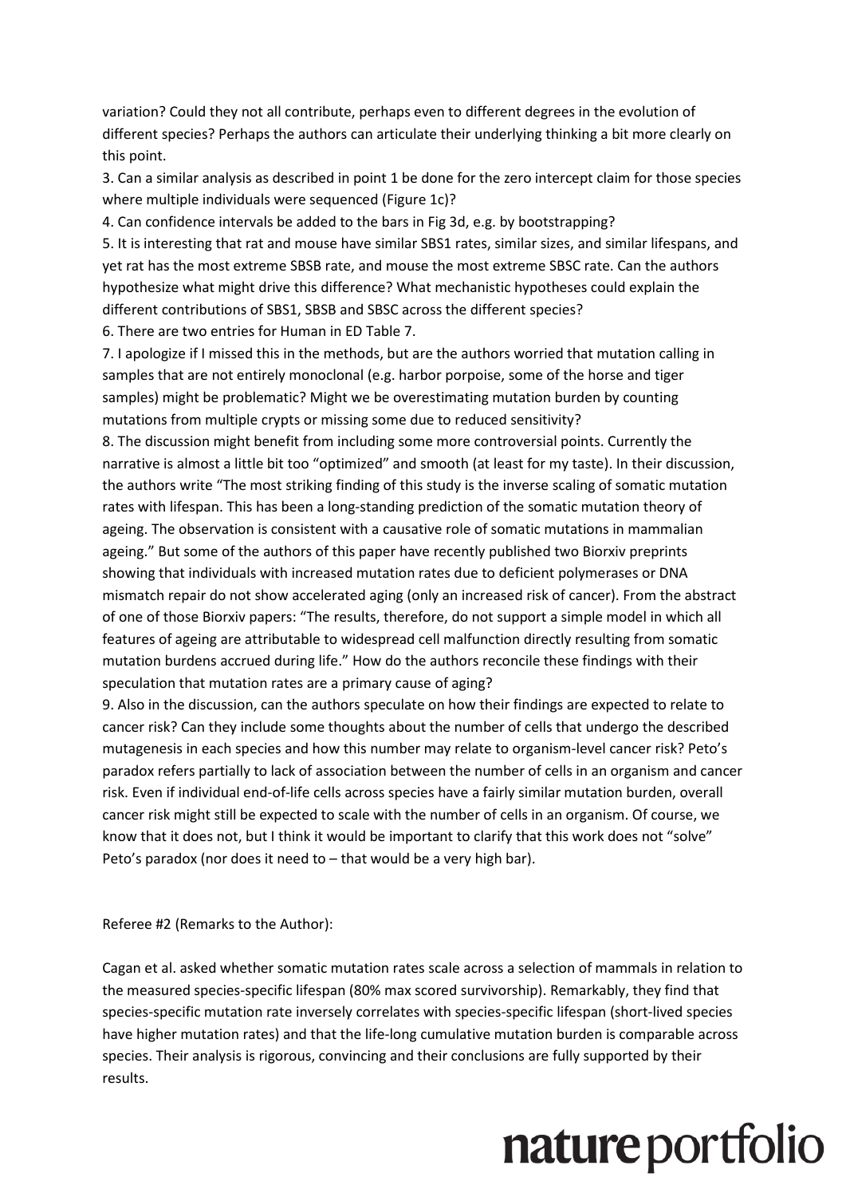variation? Could they not all contribute, perhaps even to different degrees in the evolution of different species? Perhaps the authors can articulate their underlying thinking a bit more clearly on this point.

3. Can a similar analysis as described in point 1 be done for the zero intercept claim for those species where multiple individuals were sequenced (Figure 1c)?
4. Can confidence intervals be added to the bars in Fig 3d, e.g. by bootstrapping?
5. It is interesting that rat and mouse have similar SBS1 rates, similar sizes, and similar lifespans, and yet rat has the most extreme SBSB rate, and mouse the most extreme SBSC rate. Can the authors hypothesize what might drive this difference? What mechanistic hypotheses could explain the different contributions of SBS1, SBSB and SBSC across the different species?
6. There are two entries for Human in ED Table 7.
7. I apologize if I missed this in the methods, but are the authors worried that mutation calling in samples that are not entirely monoclonal (e.g. harbor porpoise, some of the horse and tiger samples) might be problematic? Might we be overestimating mutation burden by counting mutations from multiple crypts or missing some due to reduced sensitivity?
8. The discussion might benefit from including some more controversial points. Currently the narrative is almost a little bit too "optimized" and smooth (at least for my taste). In their discussion, the authors write "The most striking finding of this study is the inverse scaling of somatic mutation rates with lifespan. This has been a long-standing prediction of the somatic mutation theory of ageing. The observation is consistent with a causative role of somatic mutations in mammalian ageing." But some of the authors of this paper have recently published two Biorxiv preprints showing that individuals with increased mutation rates due to deficient polymerases or DNA mismatch repair do not show accelerated aging (only an increased risk of cancer). From the abstract of one of those Biorxiv papers: "The results, therefore, do not support a simple model in which all features of ageing are attributable to widespread cell malfunction directly resulting from somatic mutation burdens accrued during life." How do the authors reconcile these findings with their speculation that mutation rates are a primary cause of aging?
9. Also in the discussion, can the authors speculate on how their findings are expected to relate to cancer risk? Can they include some thoughts about the number of cells that undergo the described mutagenesis in each species and how this number may relate to organism-level cancer risk? Peto's paradox refers partially to lack of association between the number of cells in an organism and cancer risk. Even if individual end-of-life cells across species have a fairly similar mutation burden, overall cancer risk might still be expected to scale with the number of cells in an organism. Of course, we know that it does not, but I think it would be important to clarify that this work does not "solve" Peto's paradox (nor does it need to – that would be a very high bar).

Referee #2 (Remarks to the Author):

Cagan et al. asked whether somatic mutation rates scale across a selection of mammals in relation to the measured species-specific lifespan (80% max scored survivorship). Remarkably, they find that species-specific mutation rate inversely correlates with species-specific lifespan (short-lived species have higher mutation rates) and that the life-long cumulative mutation burden is comparable across species. Their analysis is rigorous, convincing and their conclusions are fully supported by their results.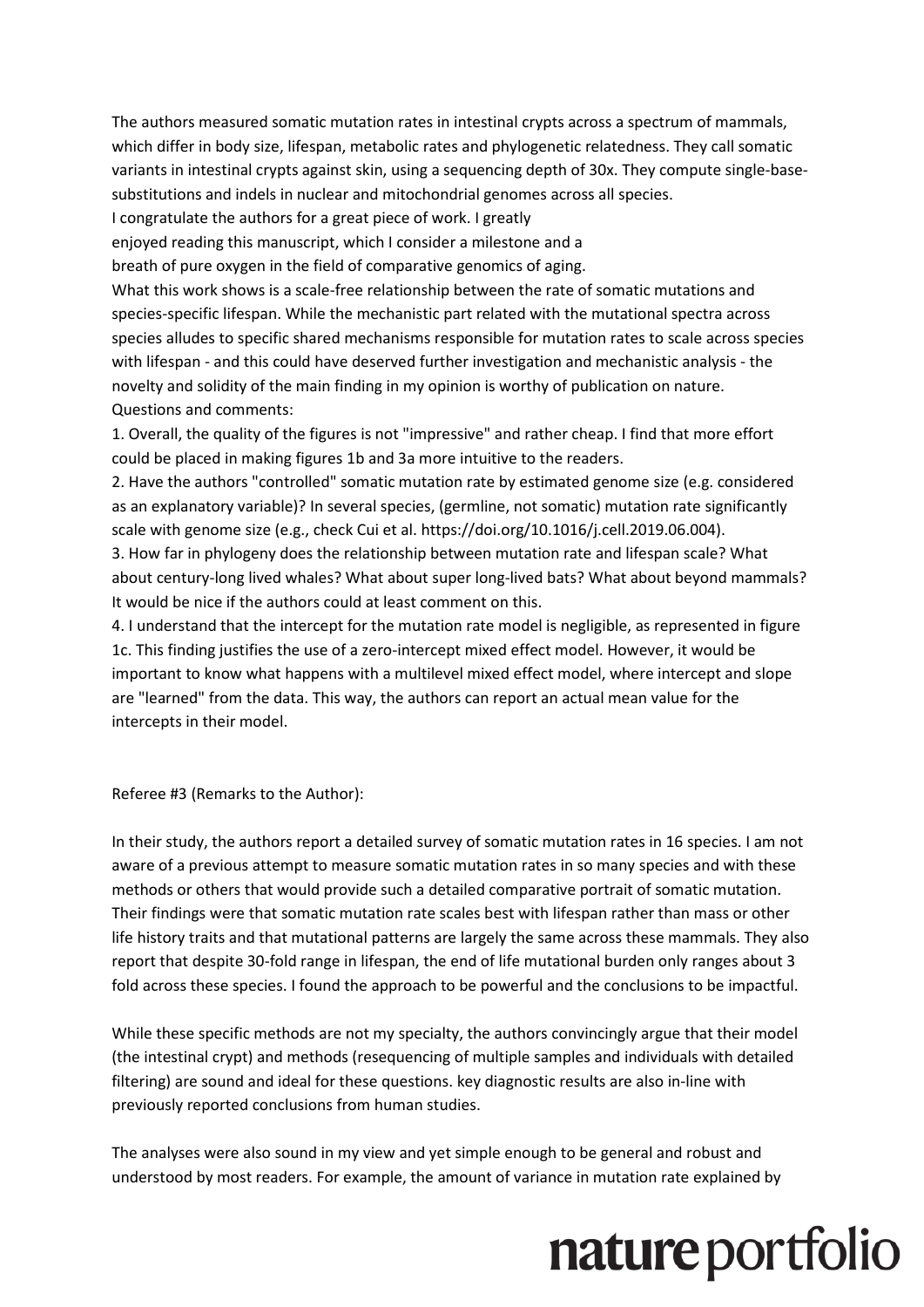The authors measured somatic mutation rates in intestinal crypts across a spectrum of mammals, which differ in body size, lifespan, metabolic rates and phylogenetic relatedness. They call somatic variants in intestinal crypts against skin, using a sequencing depth of 30x. They compute single-base-substitutions and indels in nuclear and mitochondrial genomes across all species.

I congratulate the authors for a great piece of work. I greatly enjoyed reading this manuscript, which I consider a milestone and a breath of pure oxygen in the field of comparative genomics of aging.

What this work shows is a scale-free relationship between the rate of somatic mutations and species-specific lifespan. While the mechanistic part related with the mutational spectra across species alludes to specific shared mechanisms responsible for mutation rates to scale across species with lifespan - and this could have deserved further investigation and mechanistic analysis - the novelty and solidity of the main finding in my opinion is worthy of publication on nature.

Questions and comments:

1. Overall, the quality of the figures is not "impressive" and rather cheap. I find that more effort could be placed in making figures 1b and 3a more intuitive to the readers.
2. Have the authors "controlled" somatic mutation rate by estimated genome size (e.g. considered as an explanatory variable)? In several species, (germline, not somatic) mutation rate significantly scale with genome size (e.g., check Cui et al. https://doi.org/10.1016/j.cell.2019.06.004).
3. How far in phylogeny does the relationship between mutation rate and lifespan scale? What about century-long lived whales? What about super long-lived bats? What about beyond mammals? It would be nice if the authors could at least comment on this.
4. I understand that the intercept for the mutation rate model is negligible, as represented in figure 1c. This finding justifies the use of a zero-intercept mixed effect model. However, it would be important to know what happens with a multilevel mixed effect model, where intercept and slope are "learned" from the data. This way, the authors can report an actual mean value for the intercepts in their model.

Referee #3 (Remarks to the Author):

In their study, the authors report a detailed survey of somatic mutation rates in 16 species. I am not aware of a previous attempt to measure somatic mutation rates in so many species and with these methods or others that would provide such a detailed comparative portrait of somatic mutation. Their findings were that somatic mutation rate scales best with lifespan rather than mass or other life history traits and that mutational patterns are largely the same across these mammals. They also report that despite 30-fold range in lifespan, the end of life mutational burden only ranges about 3 fold across these species. I found the approach to be powerful and the conclusions to be impactful.

While these specific methods are not my specialty, the authors convincingly argue that their model (the intestinal crypt) and methods (resequencing of multiple samples and individuals with detailed filtering) are sound and ideal for these questions. key diagnostic results are also in-line with previously reported conclusions from human studies.

The analyses were also sound in my view and yet simple enough to be general and robust and understood by most readers. For example, the amount of variance in mutation rate explained by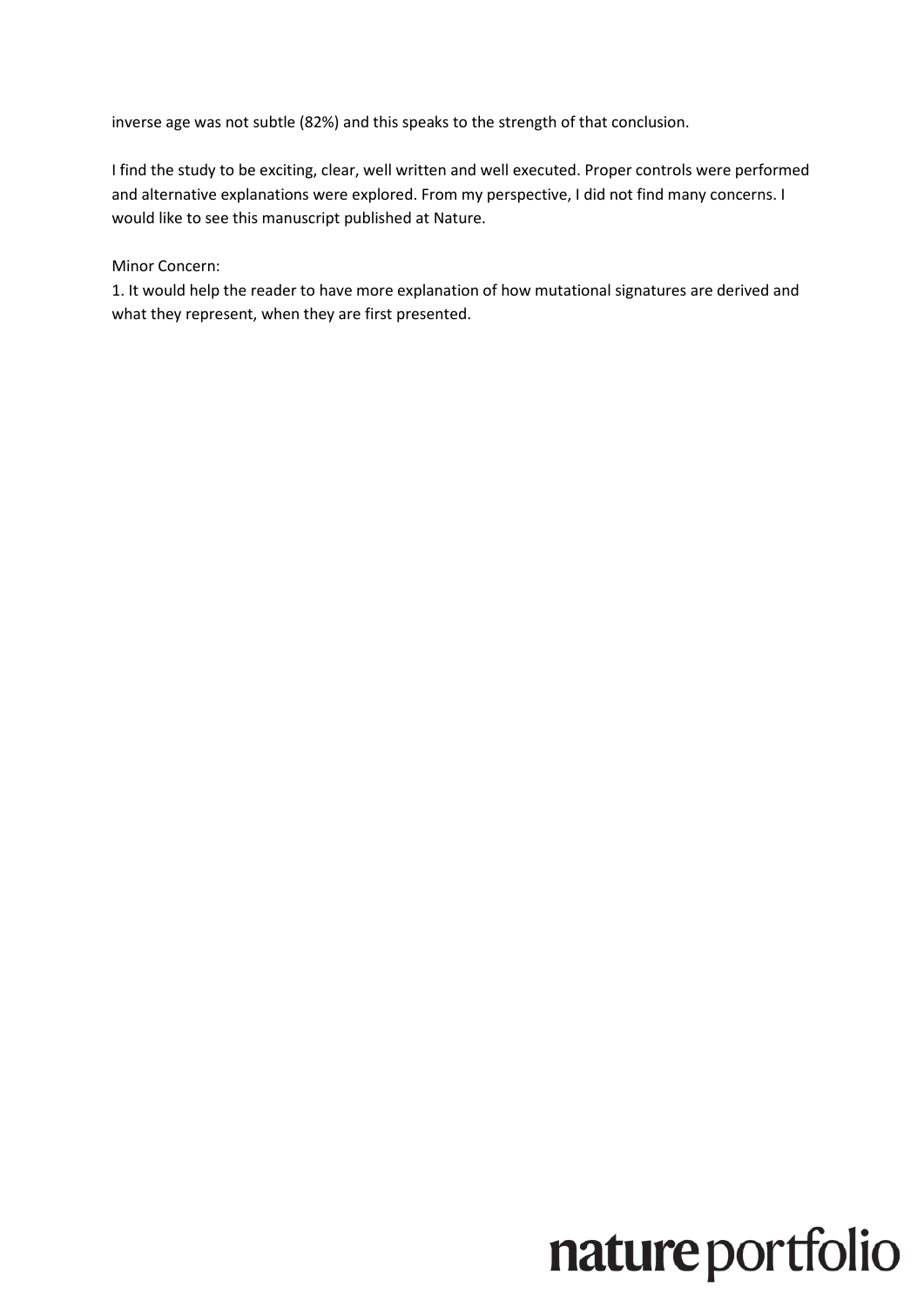inverse age was not subtle (82%) and this speaks to the strength of that conclusion.

I find the study to be exciting, clear, well written and well executed. Proper controls were performed and alternative explanations were explored. From my perspective, I did not find many concerns. I would like to see this manuscript published at Nature.

Minor Concern:

1. It would help the reader to have more explanation of how mutational signatures are derived and what they represent, when they are first presented.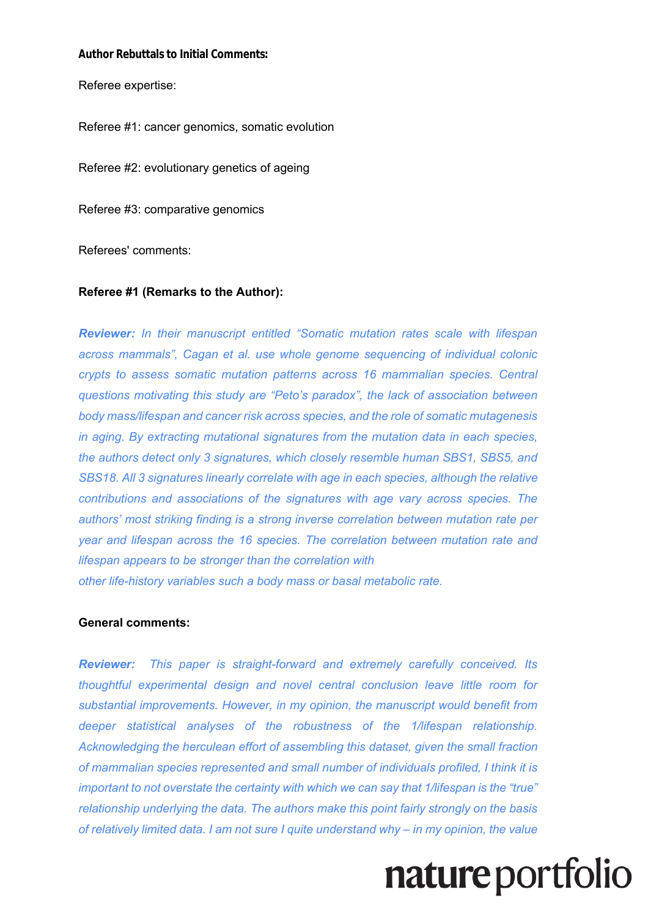**Author Rebuttals to Initial Comments:**

Referee expertise:

Referee #1: cancer genomics, somatic evolution

Referee #2: evolutionary genetics of ageing

Referee #3: comparative genomics

Referees' comments:

**Referee #1 (Remarks to the Author):**

***Reviewer:*** *In their manuscript entitled "Somatic mutation rates scale with lifespan across mammals", Cagan et al. use whole genome sequencing of individual colonic crypts to assess somatic mutation patterns across 16 mammalian species. Central questions motivating this study are "Peto's paradox", the lack of association between body mass/lifespan and cancer risk across species, and the role of somatic mutagenesis in aging. By extracting mutational signatures from the mutation data in each species, the authors detect only 3 signatures, which closely resemble human SBS1, SBS5, and SBS18. All 3 signatures linearly correlate with age in each species, although the relative contributions and associations of the signatures with age vary across species. The authors' most striking finding is a strong inverse correlation between mutation rate per year and lifespan across the 16 species. The correlation between mutation rate and lifespan appears to be stronger than the correlation with other life-history variables such a body mass or basal metabolic rate.*

**General comments:**

***Reviewer:*** *This paper is straight-forward and extremely carefully conceived. Its thoughtful experimental design and novel central conclusion leave little room for substantial improvements. However, in my opinion, the manuscript would benefit from deeper statistical analyses of the robustness of the 1/lifespan relationship. Acknowledging the herculean effort of assembling this dataset, given the small fraction of mammalian species represented and small number of individuals profiled, I think it is important to not overstate the certainty with which we can say that 1/lifespan is the "true" relationship underlying the data. The authors make this point fairly strongly on the basis of relatively limited data. I am not sure I quite understand why – in my opinion, the value*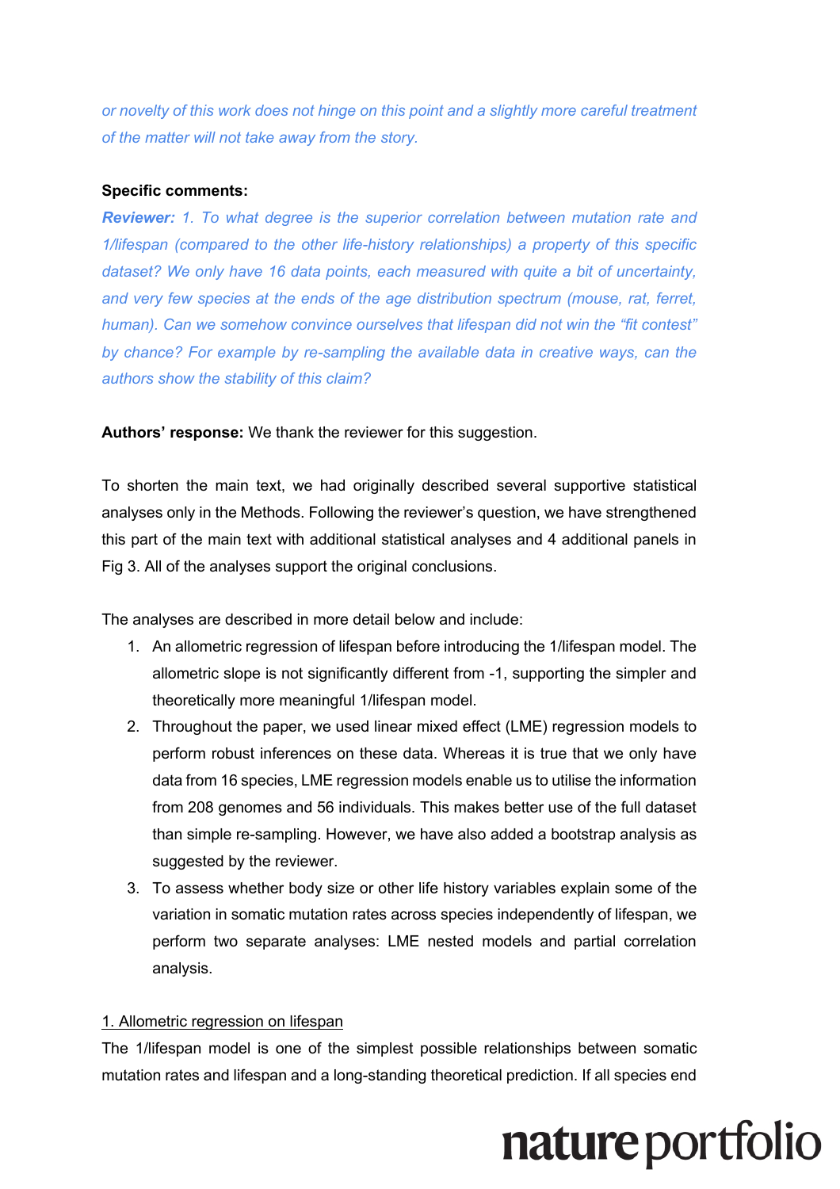*or novelty of this work does not hinge on this point and a slightly more careful treatment of the matter will not take away from the story.*

**Specific comments:**

***Reviewer:*** *1. To what degree is the superior correlation between mutation rate and 1/lifespan (compared to the other life-history relationships) a property of this specific dataset? We only have 16 data points, each measured with quite a bit of uncertainty, and very few species at the ends of the age distribution spectrum (mouse, rat, ferret, human). Can we somehow convince ourselves that lifespan did not win the "fit contest" by chance? For example by re-sampling the available data in creative ways, can the authors show the stability of this claim?*

**Authors' response:** We thank the reviewer for this suggestion.

To shorten the main text, we had originally described several supportive statistical analyses only in the Methods. Following the reviewer's question, we have strengthened this part of the main text with additional statistical analyses and 4 additional panels in Fig 3. All of the analyses support the original conclusions.

The analyses are described in more detail below and include:

1. An allometric regression of lifespan before introducing the 1/lifespan model. The allometric slope is not significantly different from -1, supporting the simpler and theoretically more meaningful 1/lifespan model.
2. Throughout the paper, we used linear mixed effect (LME) regression models to perform robust inferences on these data. Whereas it is true that we only have data from 16 species, LME regression models enable us to utilise the information from 208 genomes and 56 individuals. This makes better use of the full dataset than simple re-sampling. However, we have also added a bootstrap analysis as suggested by the reviewer.
3. To assess whether body size or other life history variables explain some of the variation in somatic mutation rates across species independently of lifespan, we perform two separate analyses: LME nested models and partial correlation analysis.

<u>1. Allometric regression on lifespan</u>

The 1/lifespan model is one of the simplest possible relationships between somatic mutation rates and lifespan and a long-standing theoretical prediction. If all species end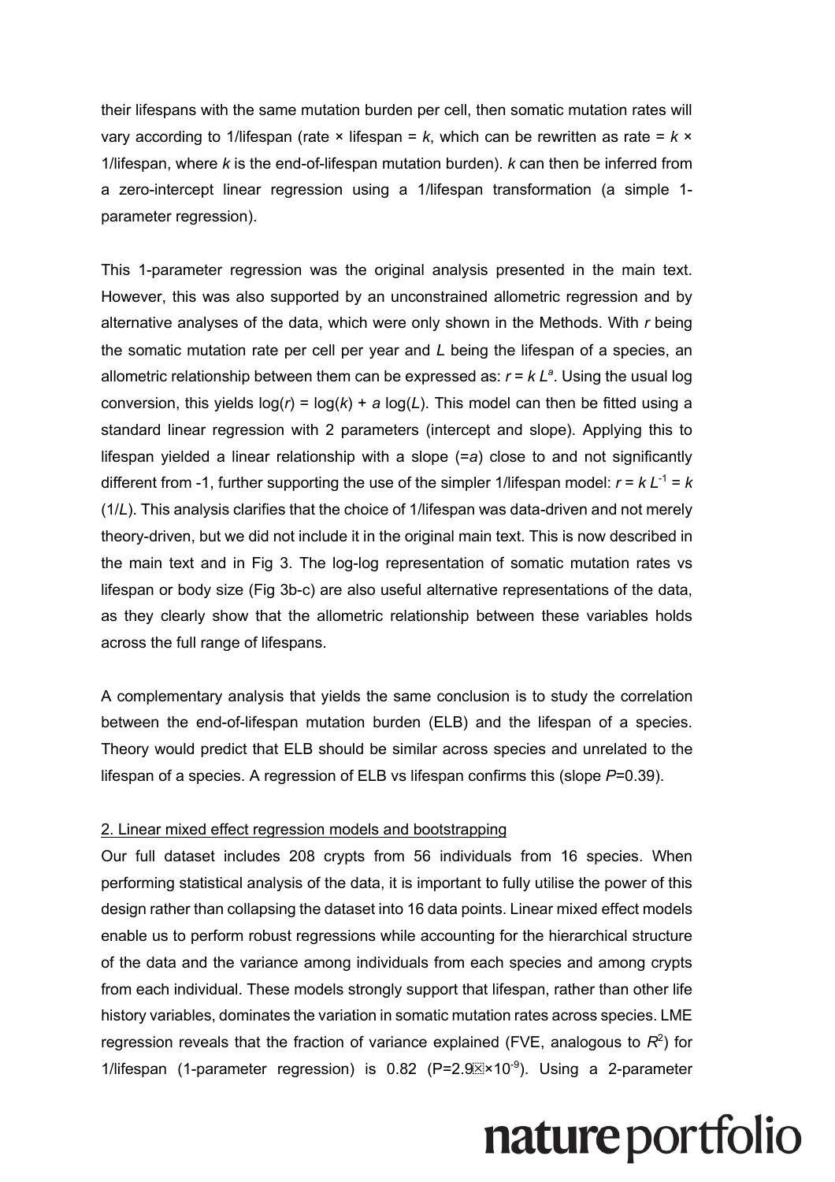their lifespans with the same mutation burden per cell, then somatic mutation rates will vary according to 1/lifespan (rate × lifespan = $k$, which can be rewritten as rate = $k$ × 1/lifespan, where $k$ is the end-of-lifespan mutation burden). $k$ can then be inferred from a zero-intercept linear regression using a 1/lifespan transformation (a simple 1-parameter regression).

This 1-parameter regression was the original analysis presented in the main text. However, this was also supported by an unconstrained allometric regression and by alternative analyses of the data, which were only shown in the Methods. With $r$ being the somatic mutation rate per cell per year and $L$ being the lifespan of a species, an allometric relationship between them can be expressed as: $r = k L^a$. Using the usual log conversion, this yields $\log(r) = \log(k) + a \log(L)$. This model can then be fitted using a standard linear regression with 2 parameters (intercept and slope). Applying this to lifespan yielded a linear relationship with a slope (=$a$) close to and not significantly different from -1, further supporting the use of the simpler 1/lifespan model: $r = k L^{-1} = k (1/L)$. This analysis clarifies that the choice of 1/lifespan was data-driven and not merely theory-driven, but we did not include it in the original main text. This is now described in the main text and in Fig 3. The log-log representation of somatic mutation rates vs lifespan or body size (Fig 3b-c) are also useful alternative representations of the data, as they clearly show that the allometric relationship between these variables holds across the full range of lifespans.

A complementary analysis that yields the same conclusion is to study the correlation between the end-of-lifespan mutation burden (ELB) and the lifespan of a species. Theory would predict that ELB should be similar across species and unrelated to the lifespan of a species. A regression of ELB vs lifespan confirms this (slope $P$=0.39).

2. Linear mixed effect regression models and bootstrapping

Our full dataset includes 208 crypts from 56 individuals from 16 species. When performing statistical analysis of the data, it is important to fully utilise the power of this design rather than collapsing the dataset into 16 data points. Linear mixed effect models enable us to perform robust regressions while accounting for the hierarchical structure of the data and the variance among individuals from each species and among crypts from each individual. These models strongly support that lifespan, rather than other life history variables, dominates the variation in somatic mutation rates across species. LME regression reveals that the fraction of variance explained (FVE, analogous to $R^2$) for 1/lifespan (1-parameter regression) is 0.82 ($P=2.9 \times 10^{-9}$). Using a 2-parameter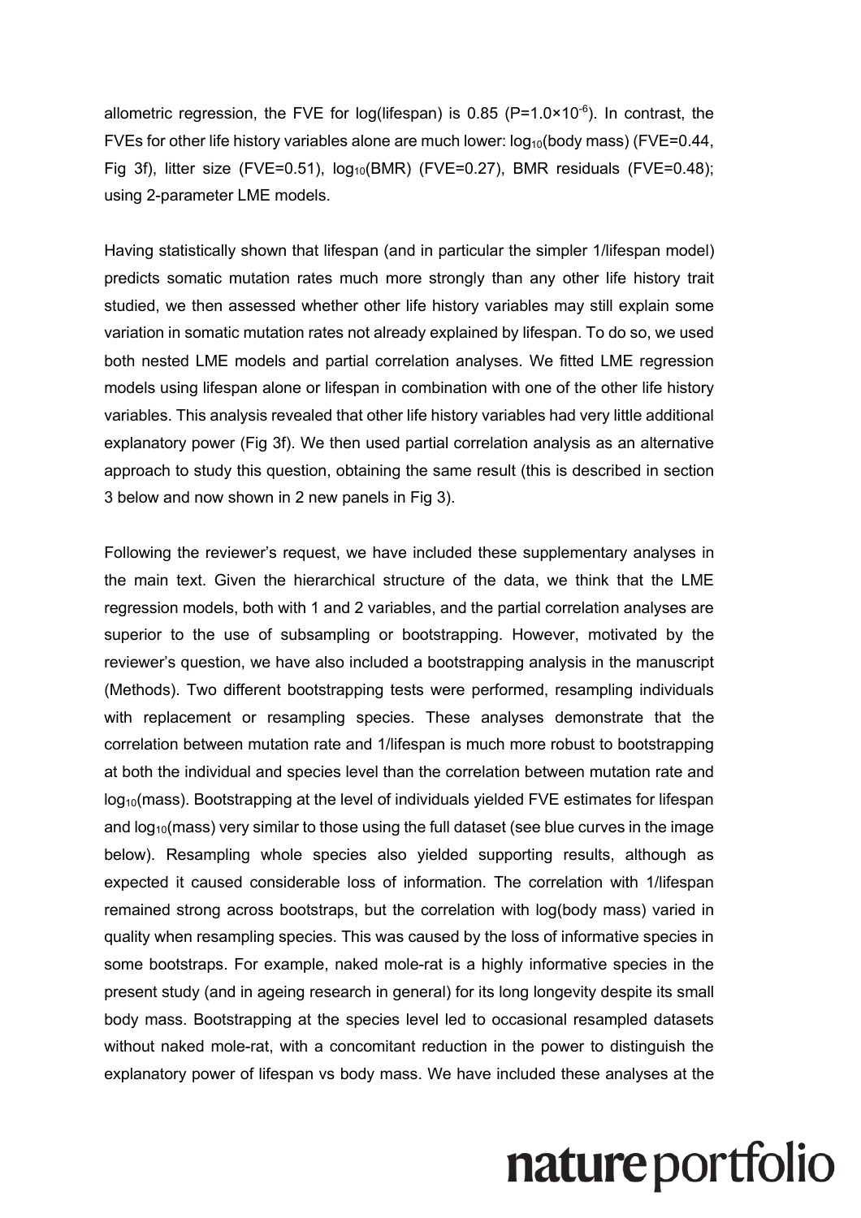allometric regression, the FVE for log(lifespan) is 0.85 ($P=1.0\times10^{-6}$). In contrast, the FVEs for other life history variables alone are much lower: $\log_{10}$(body mass) (FVE=0.44, Fig 3f), litter size (FVE=0.51), $\log_{10}$(BMR) (FVE=0.27), BMR residuals (FVE=0.48); using 2-parameter LME models.

Having statistically shown that lifespan (and in particular the simpler 1/lifespan model) predicts somatic mutation rates much more strongly than any other life history trait studied, we then assessed whether other life history variables may still explain some variation in somatic mutation rates not already explained by lifespan. To do so, we used both nested LME models and partial correlation analyses. We fitted LME regression models using lifespan alone or lifespan in combination with one of the other life history variables. This analysis revealed that other life history variables had very little additional explanatory power (Fig 3f). We then used partial correlation analysis as an alternative approach to study this question, obtaining the same result (this is described in section 3 below and now shown in 2 new panels in Fig 3).

Following the reviewer's request, we have included these supplementary analyses in the main text. Given the hierarchical structure of the data, we think that the LME regression models, both with 1 and 2 variables, and the partial correlation analyses are superior to the use of subsampling or bootstrapping. However, motivated by the reviewer's question, we have also included a bootstrapping analysis in the manuscript (Methods). Two different bootstrapping tests were performed, resampling individuals with replacement or resampling species. These analyses demonstrate that the correlation between mutation rate and 1/lifespan is much more robust to bootstrapping at both the individual and species level than the correlation between mutation rate and $\log_{10}$(mass). Bootstrapping at the level of individuals yielded FVE estimates for lifespan and $\log_{10}$(mass) very similar to those using the full dataset (see blue curves in the image below). Resampling whole species also yielded supporting results, although as expected it caused considerable loss of information. The correlation with 1/lifespan remained strong across bootstraps, but the correlation with log(body mass) varied in quality when resampling species. This was caused by the loss of informative species in some bootstraps. For example, naked mole-rat is a highly informative species in the present study (and in ageing research in general) for its long longevity despite its small body mass. Bootstrapping at the species level led to occasional resampled datasets without naked mole-rat, with a concomitant reduction in the power to distinguish the explanatory power of lifespan vs body mass. We have included these analyses at the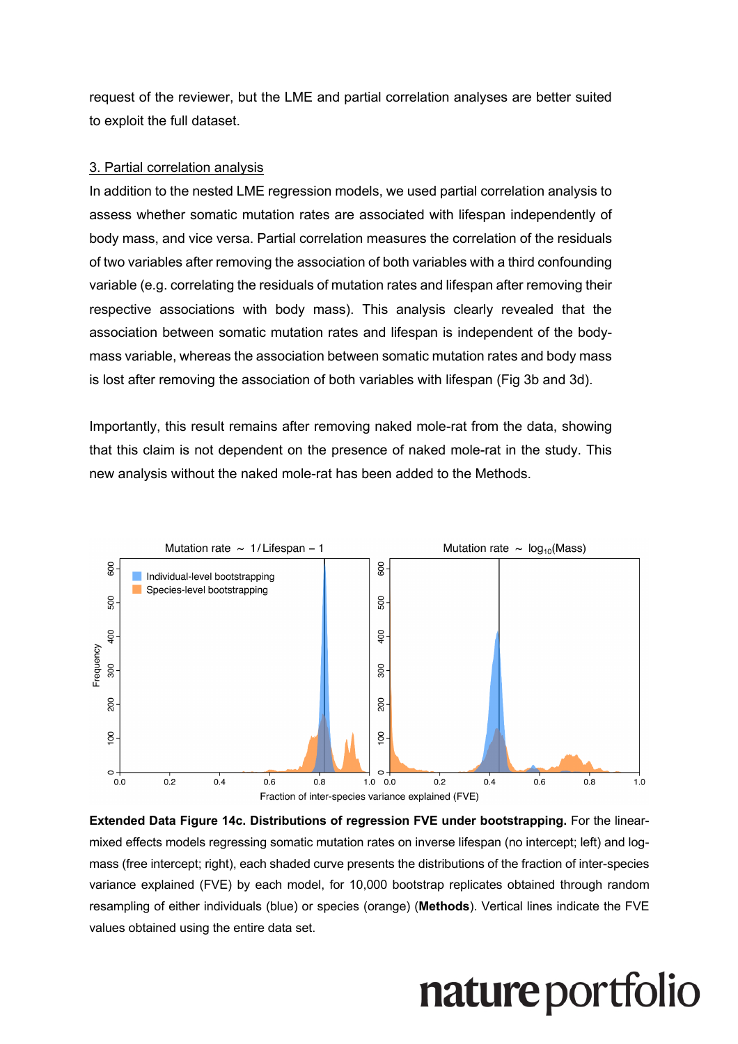request of the reviewer, but the LME and partial correlation analyses are better suited to exploit the full dataset.

3. Partial correlation analysis

In addition to the nested LME regression models, we used partial correlation analysis to assess whether somatic mutation rates are associated with lifespan independently of body mass, and vice versa. Partial correlation measures the correlation of the residuals of two variables after removing the association of both variables with a third confounding variable (e.g. correlating the residuals of mutation rates and lifespan after removing their respective associations with body mass). This analysis clearly revealed that the association between somatic mutation rates and lifespan is independent of the body-mass variable, whereas the association between somatic mutation rates and body mass is lost after removing the association of both variables with lifespan (Fig 3b and 3d).

Importantly, this result remains after removing naked mole-rat from the data, showing that this claim is not dependent on the presence of naked mole-rat in the study. This new analysis without the naked mole-rat has been added to the Methods.

**Extended Data Figure 14c. Distributions of regression FVE under bootstrapping.** For the linear-mixed effects models regressing somatic mutation rates on inverse lifespan (no intercept; left) and log-mass (free intercept; right), each shaded curve presents the distributions of the fraction of inter-species variance explained (FVE) by each model, for 10,000 bootstrap replicates obtained through random resampling of either individuals (blue) or species (orange) (**Methods**). Vertical lines indicate the FVE values obtained using the entire data set.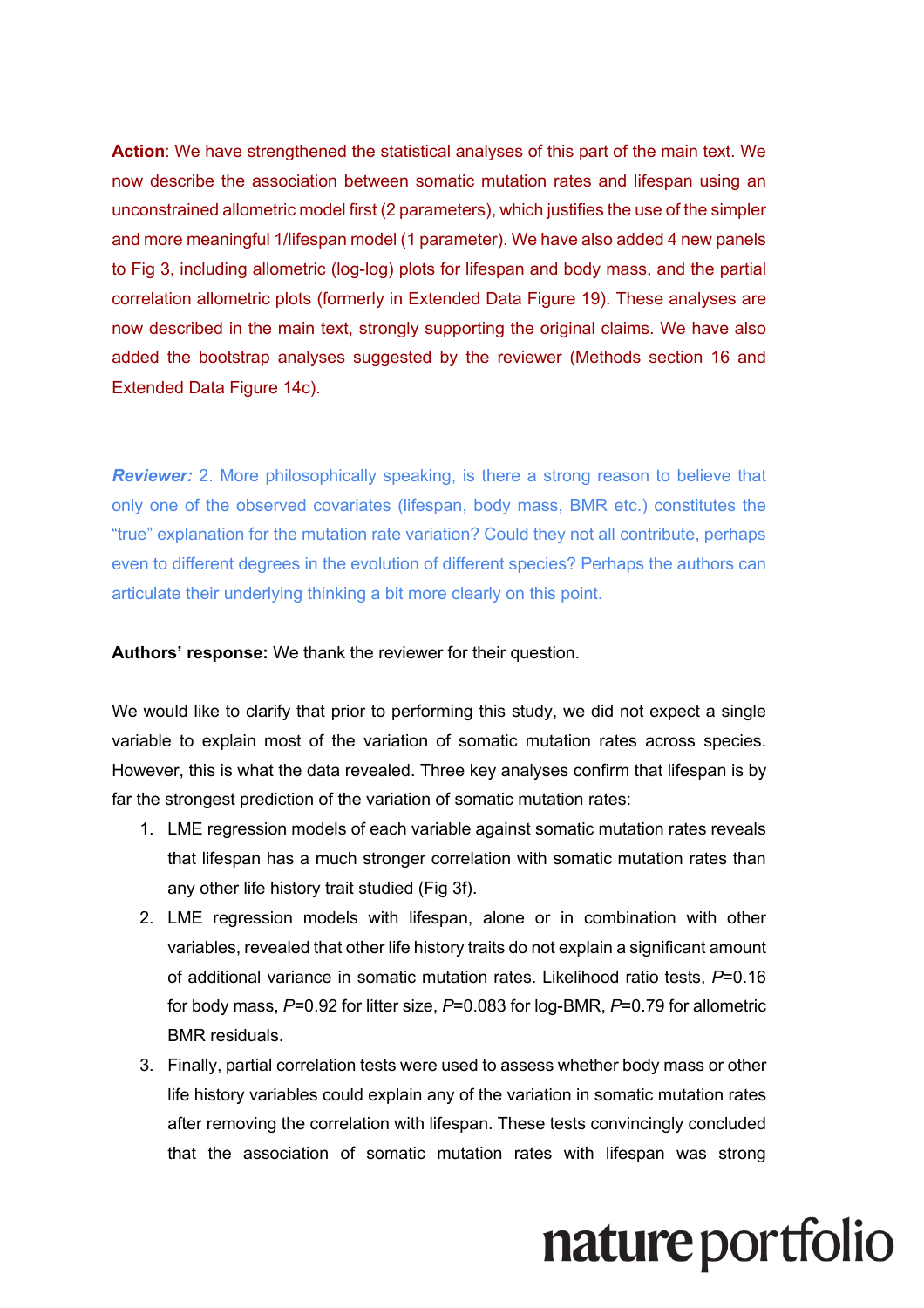**Action**: We have strengthened the statistical analyses of this part of the main text. We now describe the association between somatic mutation rates and lifespan using an unconstrained allometric model first (2 parameters), which justifies the use of the simpler and more meaningful 1/lifespan model (1 parameter). We have also added 4 new panels to Fig 3, including allometric (log-log) plots for lifespan and body mass, and the partial correlation allometric plots (formerly in Extended Data Figure 19). These analyses are now described in the main text, strongly supporting the original claims. We have also added the bootstrap analyses suggested by the reviewer (Methods section 16 and Extended Data Figure 14c).

***Reviewer:*** 2. More philosophically speaking, is there a strong reason to believe that only one of the observed covariates (lifespan, body mass, BMR etc.) constitutes the "true" explanation for the mutation rate variation? Could they not all contribute, perhaps even to different degrees in the evolution of different species? Perhaps the authors can articulate their underlying thinking a bit more clearly on this point.

**Authors' response:** We thank the reviewer for their question.

We would like to clarify that prior to performing this study, we did not expect a single variable to explain most of the variation of somatic mutation rates across species. However, this is what the data revealed. Three key analyses confirm that lifespan is by far the strongest prediction of the variation of somatic mutation rates:

1. LME regression models of each variable against somatic mutation rates reveals that lifespan has a much stronger correlation with somatic mutation rates than any other life history trait studied (Fig 3f).
2. LME regression models with lifespan, alone or in combination with other variables, revealed that other life history traits do not explain a significant amount of additional variance in somatic mutation rates. Likelihood ratio tests, $P$=0.16 for body mass, $P$=0.92 for litter size, $P$=0.083 for log-BMR, $P$=0.79 for allometric BMR residuals.
3. Finally, partial correlation tests were used to assess whether body mass or other life history variables could explain any of the variation in somatic mutation rates after removing the correlation with lifespan. These tests convincingly concluded that the association of somatic mutation rates with lifespan was strong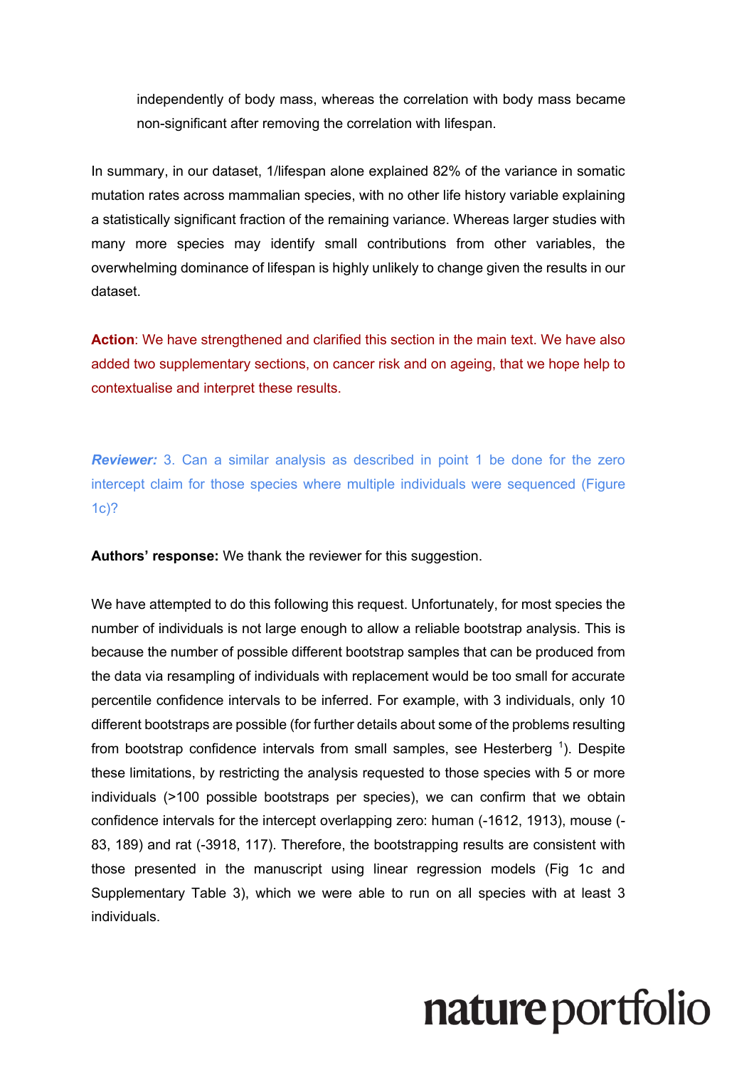independently of body mass, whereas the correlation with body mass became non-significant after removing the correlation with lifespan.

In summary, in our dataset, 1/lifespan alone explained 82% of the variance in somatic mutation rates across mammalian species, with no other life history variable explaining a statistically significant fraction of the remaining variance. Whereas larger studies with many more species may identify small contributions from other variables, the overwhelming dominance of lifespan is highly unlikely to change given the results in our dataset.

**Action**: We have strengthened and clarified this section in the main text. We have also added two supplementary sections, on cancer risk and on ageing, that we hope help to contextualise and interpret these results.

***Reviewer:*** 3. Can a similar analysis as described in point 1 be done for the zero intercept claim for those species where multiple individuals were sequenced (Figure 1c)?

**Authors' response:** We thank the reviewer for this suggestion.

We have attempted to do this following this request. Unfortunately, for most species the number of individuals is not large enough to allow a reliable bootstrap analysis. This is because the number of possible different bootstrap samples that can be produced from the data via resampling of individuals with replacement would be too small for accurate percentile confidence intervals to be inferred. For example, with 3 individuals, only 10 different bootstraps are possible (for further details about some of the problems resulting from bootstrap confidence intervals from small samples, see Hesterberg [1]). Despite these limitations, by restricting the analysis requested to those species with 5 or more individuals (>100 possible bootstraps per species), we can confirm that we obtain confidence intervals for the intercept overlapping zero: human (-1612, 1913), mouse (-83, 189) and rat (-3918, 117). Therefore, the bootstrapping results are consistent with those presented in the manuscript using linear regression models (Fig 1c and Supplementary Table 3), which we were able to run on all species with at least 3 individuals.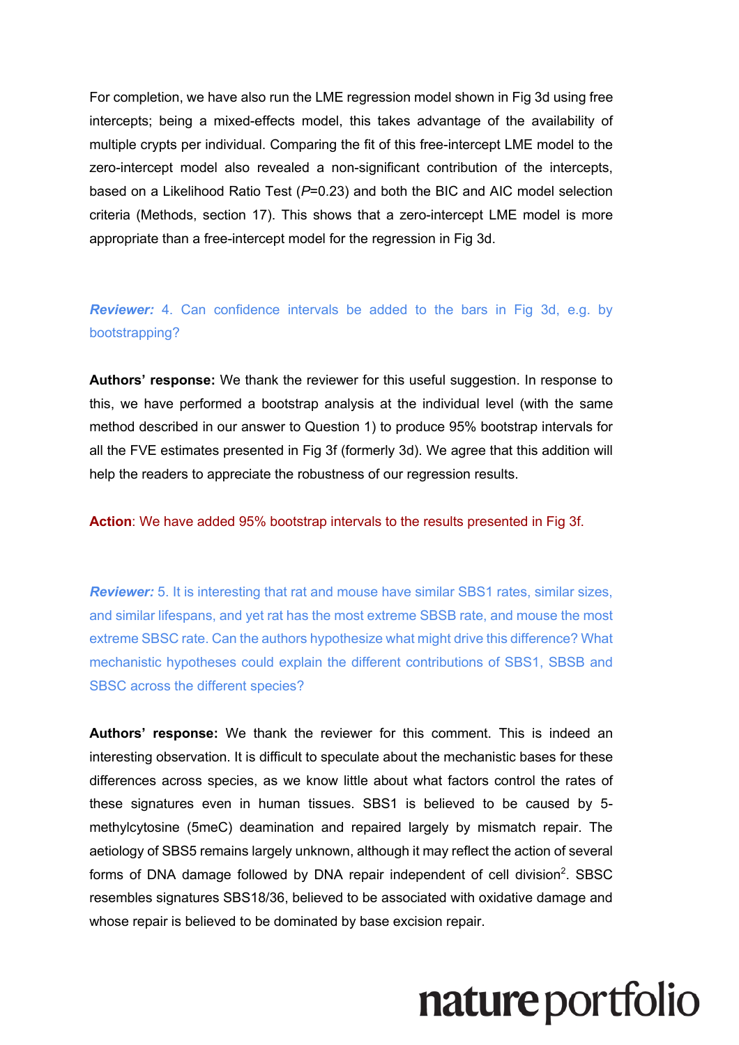For completion, we have also run the LME regression model shown in Fig 3d using free intercepts; being a mixed-effects model, this takes advantage of the availability of multiple crypts per individual. Comparing the fit of this free-intercept LME model to the zero-intercept model also revealed a non-significant contribution of the intercepts, based on a Likelihood Ratio Test ($P$=0.23) and both the BIC and AIC model selection criteria (Methods, section 17). This shows that a zero-intercept LME model is more appropriate than a free-intercept model for the regression in Fig 3d.

***Reviewer:*** 4. Can confidence intervals be added to the bars in Fig 3d, e.g. by bootstrapping?

**Authors' response:** We thank the reviewer for this useful suggestion. In response to this, we have performed a bootstrap analysis at the individual level (with the same method described in our answer to Question 1) to produce 95% bootstrap intervals for all the FVE estimates presented in Fig 3f (formerly 3d). We agree that this addition will help the readers to appreciate the robustness of our regression results.

**Action**: We have added 95% bootstrap intervals to the results presented in Fig 3f.

***Reviewer:*** 5. It is interesting that rat and mouse have similar SBS1 rates, similar sizes, and similar lifespans, and yet rat has the most extreme SBSB rate, and mouse the most extreme SBSC rate. Can the authors hypothesize what might drive this difference? What mechanistic hypotheses could explain the different contributions of SBS1, SBSB and SBSC across the different species?

**Authors' response:** We thank the reviewer for this comment. This is indeed an interesting observation. It is difficult to speculate about the mechanistic bases for these differences across species, as we know little about what factors control the rates of these signatures even in human tissues. SBS1 is believed to be caused by 5-methylcytosine (5meC) deamination and repaired largely by mismatch repair. The aetiology of SBS5 remains largely unknown, although it may reflect the action of several forms of DNA damage followed by DNA repair independent of cell division[2]. SBSC resembles signatures SBS18/36, believed to be associated with oxidative damage and whose repair is believed to be dominated by base excision repair.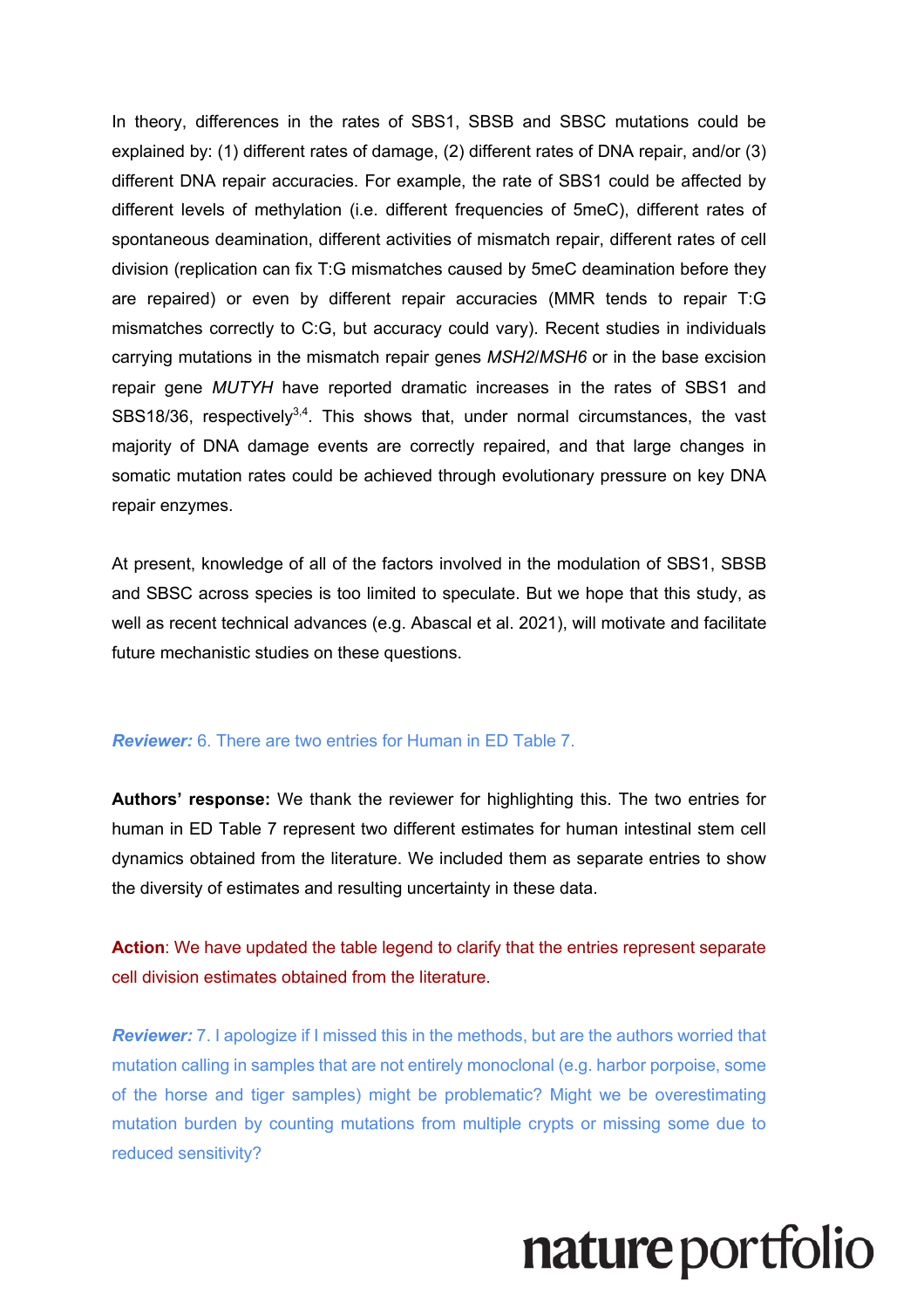In theory, differences in the rates of SBS1, SBSB and SBSC mutations could be explained by: (1) different rates of damage, (2) different rates of DNA repair, and/or (3) different DNA repair accuracies. For example, the rate of SBS1 could be affected by different levels of methylation (i.e. different frequencies of 5meC), different rates of spontaneous deamination, different activities of mismatch repair, different rates of cell division (replication can fix T:G mismatches caused by 5meC deamination before they are repaired) or even by different repair accuracies (MMR tends to repair T:G mismatches correctly to C:G, but accuracy could vary). Recent studies in individuals carrying mutations in the mismatch repair genes *MSH2*/*MSH6* or in the base excision repair gene *MUTYH* have reported dramatic increases in the rates of SBS1 and SBS18/36, respectively[3,4]. This shows that, under normal circumstances, the vast majority of DNA damage events are correctly repaired, and that large changes in somatic mutation rates could be achieved through evolutionary pressure on key DNA repair enzymes.

At present, knowledge of all of the factors involved in the modulation of SBS1, SBSB and SBSC across species is too limited to speculate. But we hope that this study, as well as recent technical advances (e.g. Abascal et al. 2021), will motivate and facilitate future mechanistic studies on these questions.

***Reviewer:*** 6. There are two entries for Human in ED Table 7.

**Authors' response:** We thank the reviewer for highlighting this. The two entries for human in ED Table 7 represent two different estimates for human intestinal stem cell dynamics obtained from the literature. We included them as separate entries to show the diversity of estimates and resulting uncertainty in these data.

**Action**: We have updated the table legend to clarify that the entries represent separate cell division estimates obtained from the literature.

***Reviewer:*** 7. I apologize if I missed this in the methods, but are the authors worried that mutation calling in samples that are not entirely monoclonal (e.g. harbor porpoise, some of the horse and tiger samples) might be problematic? Might we be overestimating mutation burden by counting mutations from multiple crypts or missing some due to reduced sensitivity?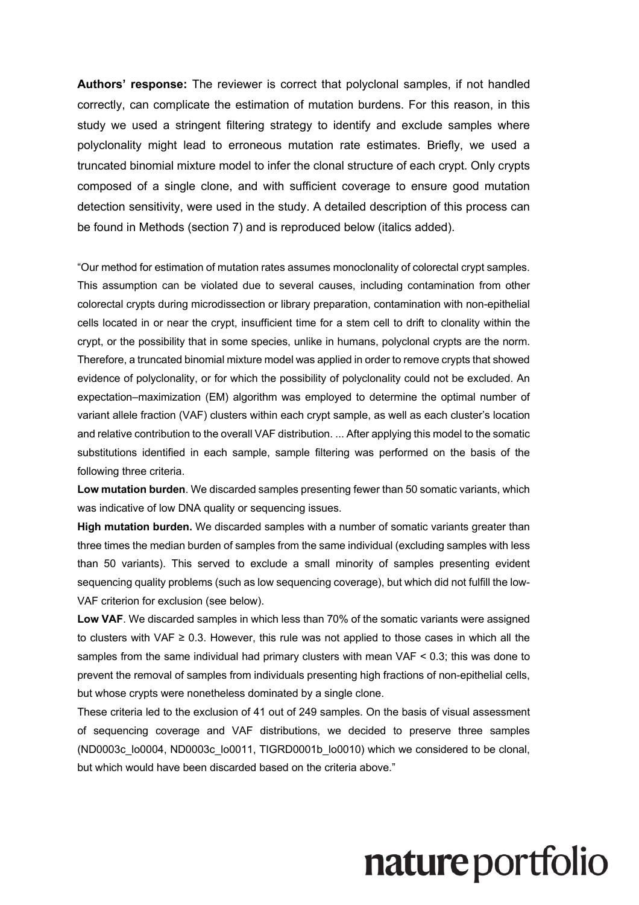**Authors' response:** The reviewer is correct that polyclonal samples, if not handled correctly, can complicate the estimation of mutation burdens. For this reason, in this study we used a stringent filtering strategy to identify and exclude samples where polyclonality might lead to erroneous mutation rate estimates. Briefly, we used a truncated binomial mixture model to infer the clonal structure of each crypt. Only crypts composed of a single clone, and with sufficient coverage to ensure good mutation detection sensitivity, were used in the study. A detailed description of this process can be found in Methods (section 7) and is reproduced below (italics added).

"Our method for estimation of mutation rates assumes monoclonality of colorectal crypt samples. This assumption can be violated due to several causes, including contamination from other colorectal crypts during microdissection or library preparation, contamination with non-epithelial cells located in or near the crypt, insufficient time for a stem cell to drift to clonality within the crypt, or the possibility that in some species, unlike in humans, polyclonal crypts are the norm. Therefore, a truncated binomial mixture model was applied in order to remove crypts that showed evidence of polyclonality, or for which the possibility of polyclonality could not be excluded. An expectation–maximization (EM) algorithm was employed to determine the optimal number of variant allele fraction (VAF) clusters within each crypt sample, as well as each cluster's location and relative contribution to the overall VAF distribution. ... After applying this model to the somatic substitutions identified in each sample, sample filtering was performed on the basis of the following three criteria.

**Low mutation burden**. We discarded samples presenting fewer than 50 somatic variants, which was indicative of low DNA quality or sequencing issues.

**High mutation burden.** We discarded samples with a number of somatic variants greater than three times the median burden of samples from the same individual (excluding samples with less than 50 variants). This served to exclude a small minority of samples presenting evident sequencing quality problems (such as low sequencing coverage), but which did not fulfill the low-VAF criterion for exclusion (see below).

**Low VAF**. We discarded samples in which less than 70% of the somatic variants were assigned to clusters with VAF ≥ 0.3. However, this rule was not applied to those cases in which all the samples from the same individual had primary clusters with mean VAF < 0.3; this was done to prevent the removal of samples from individuals presenting high fractions of non-epithelial cells, but whose crypts were nonetheless dominated by a single clone.

These criteria led to the exclusion of 41 out of 249 samples. On the basis of visual assessment of sequencing coverage and VAF distributions, we decided to preserve three samples (ND0003c_lo0004, ND0003c_lo0011, TIGRD0001b_lo0010) which we considered to be clonal, but which would have been discarded based on the criteria above."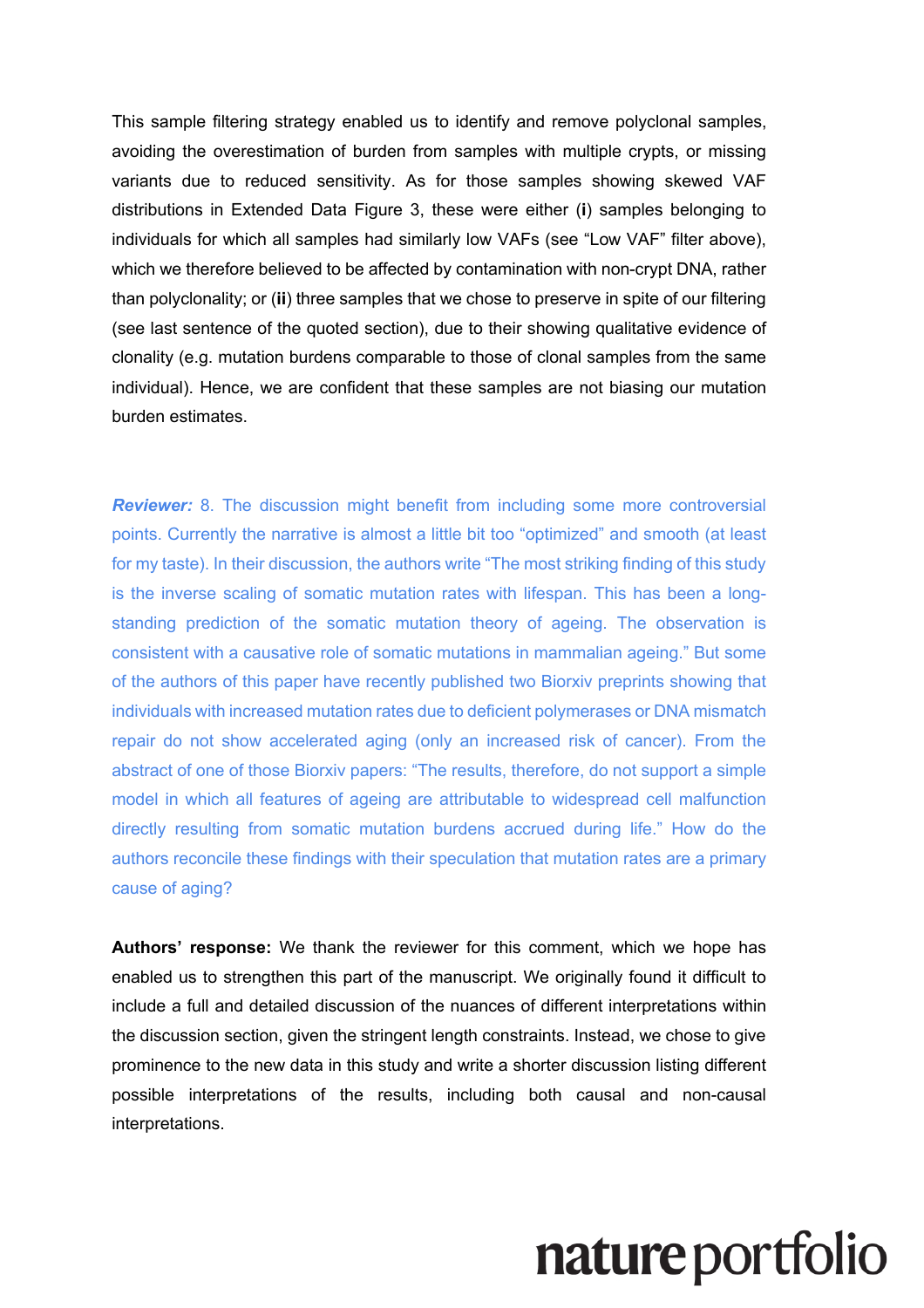This sample filtering strategy enabled us to identify and remove polyclonal samples, avoiding the overestimation of burden from samples with multiple crypts, or missing variants due to reduced sensitivity. As for those samples showing skewed VAF distributions in Extended Data Figure 3, these were either (**i**) samples belonging to individuals for which all samples had similarly low VAFs (see "Low VAF" filter above), which we therefore believed to be affected by contamination with non-crypt DNA, rather than polyclonality; or (**ii**) three samples that we chose to preserve in spite of our filtering (see last sentence of the quoted section), due to their showing qualitative evidence of clonality (e.g. mutation burdens comparable to those of clonal samples from the same individual). Hence, we are confident that these samples are not biasing our mutation burden estimates.

***Reviewer:*** 8. The discussion might benefit from including some more controversial points. Currently the narrative is almost a little bit too "optimized" and smooth (at least for my taste). In their discussion, the authors write "The most striking finding of this study is the inverse scaling of somatic mutation rates with lifespan. This has been a long-standing prediction of the somatic mutation theory of ageing. The observation is consistent with a causative role of somatic mutations in mammalian ageing." But some of the authors of this paper have recently published two Biorxiv preprints showing that individuals with increased mutation rates due to deficient polymerases or DNA mismatch repair do not show accelerated aging (only an increased risk of cancer). From the abstract of one of those Biorxiv papers: "The results, therefore, do not support a simple model in which all features of ageing are attributable to widespread cell malfunction directly resulting from somatic mutation burdens accrued during life." How do the authors reconcile these findings with their speculation that mutation rates are a primary cause of aging?

**Authors' response:** We thank the reviewer for this comment, which we hope has enabled us to strengthen this part of the manuscript. We originally found it difficult to include a full and detailed discussion of the nuances of different interpretations within the discussion section, given the stringent length constraints. Instead, we chose to give prominence to the new data in this study and write a shorter discussion listing different possible interpretations of the results, including both causal and non-causal interpretations.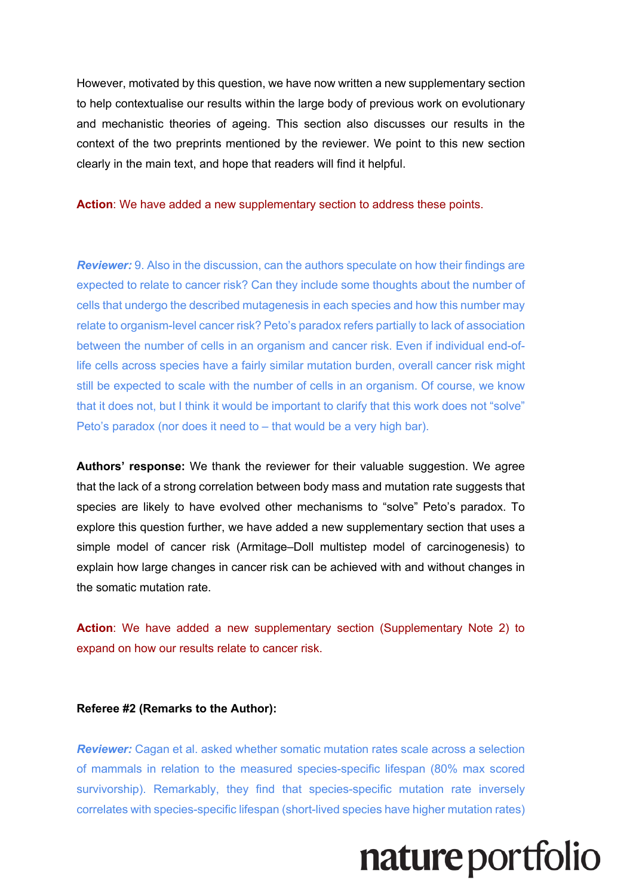However, motivated by this question, we have now written a new supplementary section to help contextualise our results within the large body of previous work on evolutionary and mechanistic theories of ageing. This section also discusses our results in the context of the two preprints mentioned by the reviewer. We point to this new section clearly in the main text, and hope that readers will find it helpful.

**Action**: We have added a new supplementary section to address these points.

***Reviewer:*** 9. Also in the discussion, can the authors speculate on how their findings are expected to relate to cancer risk? Can they include some thoughts about the number of cells that undergo the described mutagenesis in each species and how this number may relate to organism-level cancer risk? Peto's paradox refers partially to lack of association between the number of cells in an organism and cancer risk. Even if individual end-of-life cells across species have a fairly similar mutation burden, overall cancer risk might still be expected to scale with the number of cells in an organism. Of course, we know that it does not, but I think it would be important to clarify that this work does not "solve" Peto's paradox (nor does it need to – that would be a very high bar).

**Authors' response:** We thank the reviewer for their valuable suggestion. We agree that the lack of a strong correlation between body mass and mutation rate suggests that species are likely to have evolved other mechanisms to "solve" Peto's paradox. To explore this question further, we have added a new supplementary section that uses a simple model of cancer risk (Armitage–Doll multistep model of carcinogenesis) to explain how large changes in cancer risk can be achieved with and without changes in the somatic mutation rate.

**Action**: We have added a new supplementary section (Supplementary Note 2) to expand on how our results relate to cancer risk.

**Referee #2 (Remarks to the Author):**

***Reviewer:*** Cagan et al. asked whether somatic mutation rates scale across a selection of mammals in relation to the measured species-specific lifespan (80% max scored survivorship). Remarkably, they find that species-specific mutation rate inversely correlates with species-specific lifespan (short-lived species have higher mutation rates)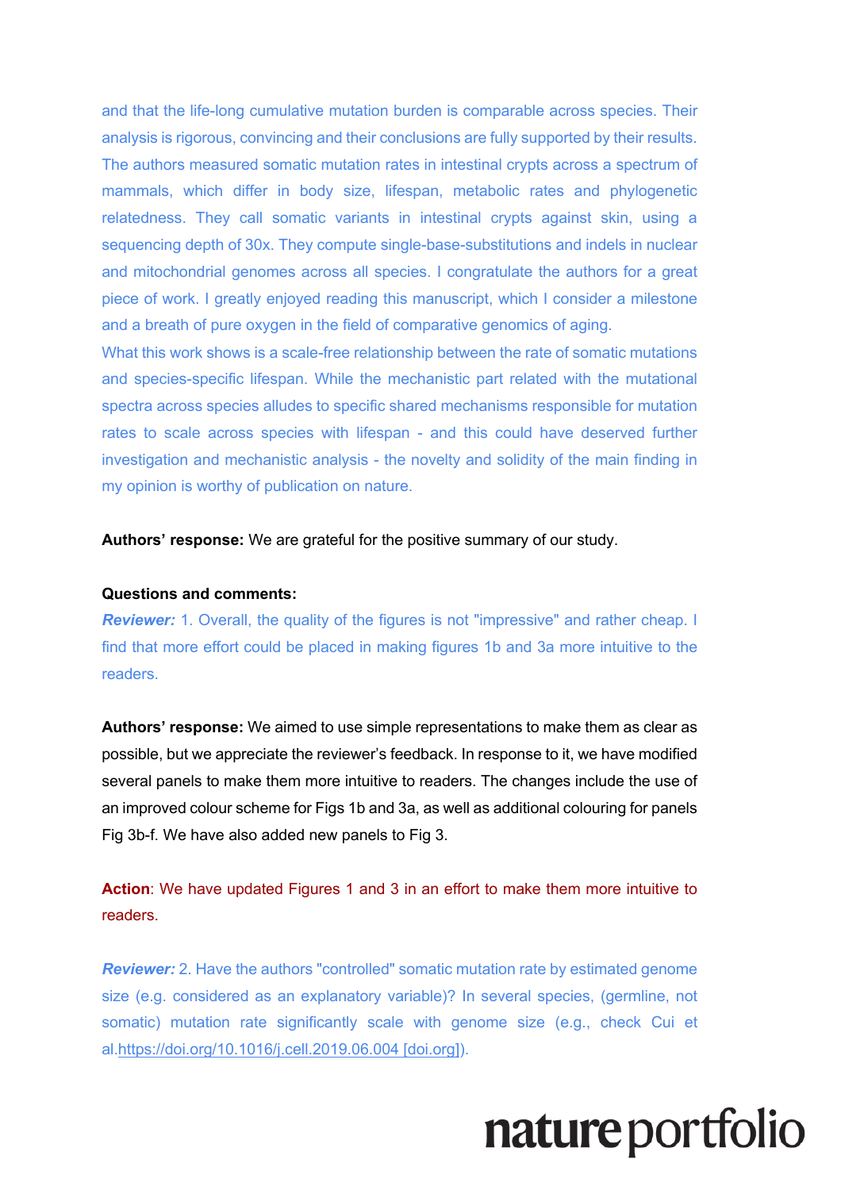and that the life-long cumulative mutation burden is comparable across species. Their analysis is rigorous, convincing and their conclusions are fully supported by their results. The authors measured somatic mutation rates in intestinal crypts across a spectrum of mammals, which differ in body size, lifespan, metabolic rates and phylogenetic relatedness. They call somatic variants in intestinal crypts against skin, using a sequencing depth of 30x. They compute single-base-substitutions and indels in nuclear and mitochondrial genomes across all species. I congratulate the authors for a great piece of work. I greatly enjoyed reading this manuscript, which I consider a milestone and a breath of pure oxygen in the field of comparative genomics of aging.
What this work shows is a scale-free relationship between the rate of somatic mutations and species-specific lifespan. While the mechanistic part related with the mutational spectra across species alludes to specific shared mechanisms responsible for mutation rates to scale across species with lifespan - and this could have deserved further investigation and mechanistic analysis - the novelty and solidity of the main finding in my opinion is worthy of publication on nature.

**Authors' response:** We are grateful for the positive summary of our study.

**Questions and comments:**

***Reviewer:*** 1. Overall, the quality of the figures is not "impressive" and rather cheap. I find that more effort could be placed in making figures 1b and 3a more intuitive to the readers.

**Authors' response:** We aimed to use simple representations to make them as clear as possible, but we appreciate the reviewer's feedback. In response to it, we have modified several panels to make them more intuitive to readers. The changes include the use of an improved colour scheme for Figs 1b and 3a, as well as additional colouring for panels Fig 3b-f. We have also added new panels to Fig 3.

**Action**: We have updated Figures 1 and 3 in an effort to make them more intuitive to readers.

***Reviewer:*** 2. Have the authors "controlled" somatic mutation rate by estimated genome size (e.g. considered as an explanatory variable)? In several species, (germline, not somatic) mutation rate significantly scale with genome size (e.g., check Cui et al.https://doi.org/10.1016/j.cell.2019.06.004 [doi.org]).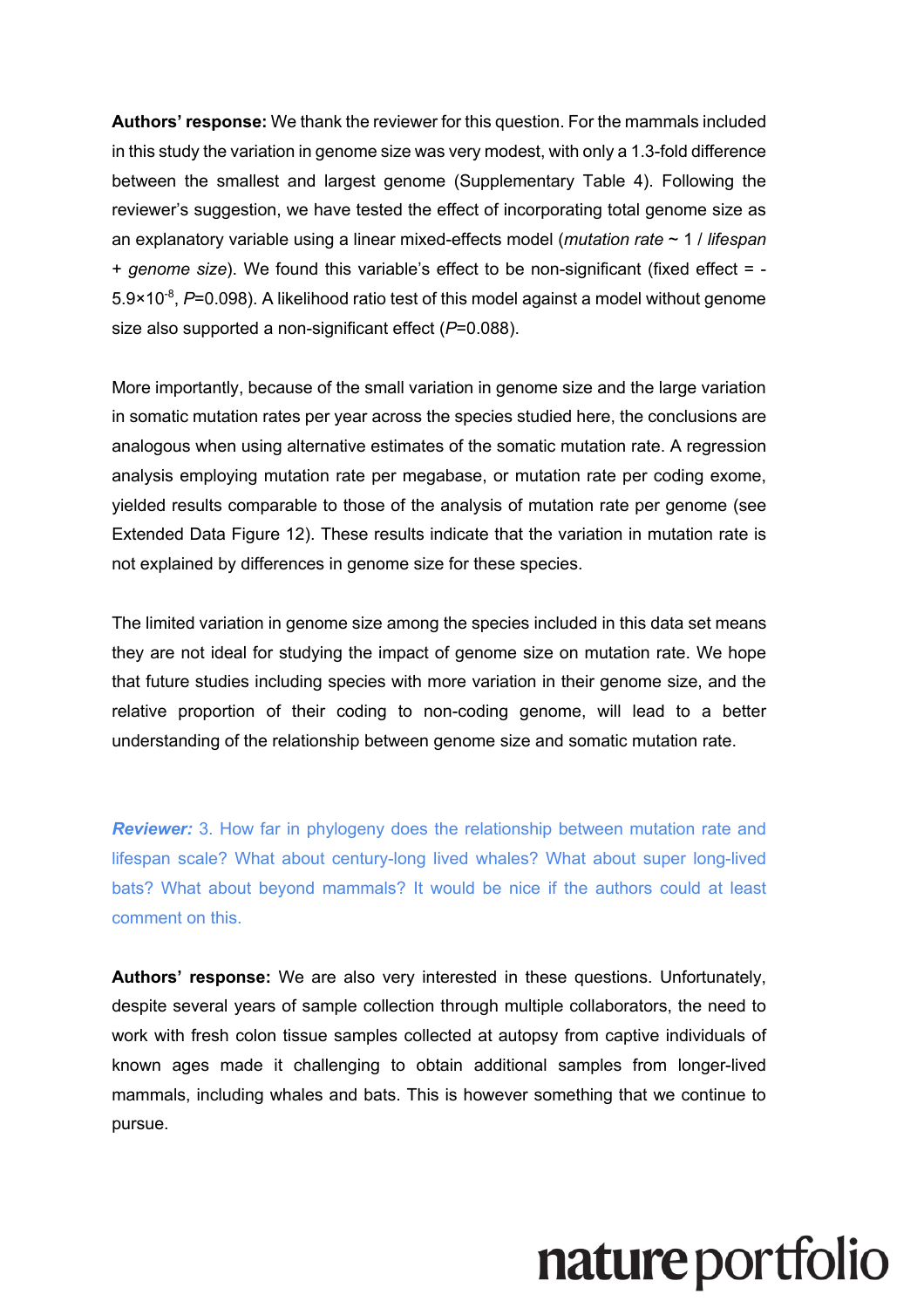**Authors' response:** We thank the reviewer for this question. For the mammals included in this study the variation in genome size was very modest, with only a 1.3-fold difference between the smallest and largest genome (Supplementary Table 4). Following the reviewer's suggestion, we have tested the effect of incorporating total genome size as an explanatory variable using a linear mixed-effects model (*mutation rate* ~ 1 / *lifespan* + *genome size*). We found this variable's effect to be non-significant (fixed effect = $-5.9\times10^{-8}$, $P$=0.098). A likelihood ratio test of this model against a model without genome size also supported a non-significant effect ($P$=0.088).

More importantly, because of the small variation in genome size and the large variation in somatic mutation rates per year across the species studied here, the conclusions are analogous when using alternative estimates of the somatic mutation rate. A regression analysis employing mutation rate per megabase, or mutation rate per coding exome, yielded results comparable to those of the analysis of mutation rate per genome (see Extended Data Figure 12). These results indicate that the variation in mutation rate is not explained by differences in genome size for these species.

The limited variation in genome size among the species included in this data set means they are not ideal for studying the impact of genome size on mutation rate. We hope that future studies including species with more variation in their genome size, and the relative proportion of their coding to non-coding genome, will lead to a better understanding of the relationship between genome size and somatic mutation rate.

***Reviewer:*** 3. How far in phylogeny does the relationship between mutation rate and lifespan scale? What about century-long lived whales? What about super long-lived bats? What about beyond mammals? It would be nice if the authors could at least comment on this.

**Authors' response:** We are also very interested in these questions. Unfortunately, despite several years of sample collection through multiple collaborators, the need to work with fresh colon tissue samples collected at autopsy from captive individuals of known ages made it challenging to obtain additional samples from longer-lived mammals, including whales and bats. This is however something that we continue to pursue.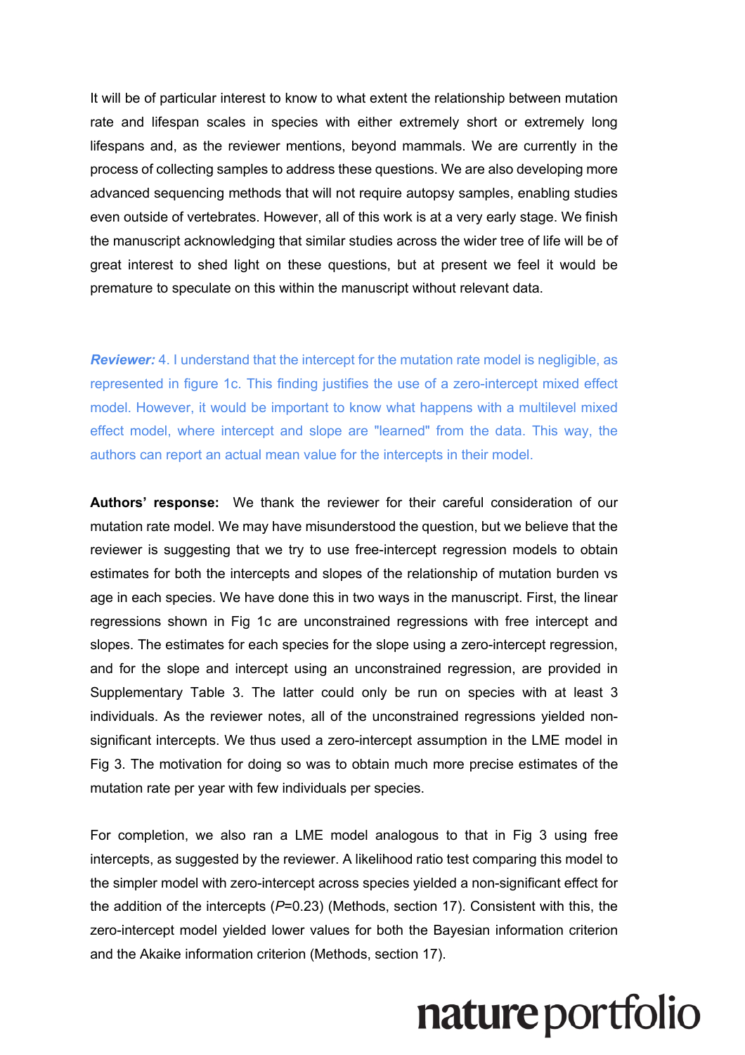It will be of particular interest to know to what extent the relationship between mutation rate and lifespan scales in species with either extremely short or extremely long lifespans and, as the reviewer mentions, beyond mammals. We are currently in the process of collecting samples to address these questions. We are also developing more advanced sequencing methods that will not require autopsy samples, enabling studies even outside of vertebrates. However, all of this work is at a very early stage. We finish the manuscript acknowledging that similar studies across the wider tree of life will be of great interest to shed light on these questions, but at present we feel it would be premature to speculate on this within the manuscript without relevant data.

***Reviewer:*** 4. I understand that the intercept for the mutation rate model is negligible, as represented in figure 1c. This finding justifies the use of a zero-intercept mixed effect model. However, it would be important to know what happens with a multilevel mixed effect model, where intercept and slope are "learned" from the data. This way, the authors can report an actual mean value for the intercepts in their model.

**Authors' response:** We thank the reviewer for their careful consideration of our mutation rate model. We may have misunderstood the question, but we believe that the reviewer is suggesting that we try to use free-intercept regression models to obtain estimates for both the intercepts and slopes of the relationship of mutation burden vs age in each species. We have done this in two ways in the manuscript. First, the linear regressions shown in Fig 1c are unconstrained regressions with free intercept and slopes. The estimates for each species for the slope using a zero-intercept regression, and for the slope and intercept using an unconstrained regression, are provided in Supplementary Table 3. The latter could only be run on species with at least 3 individuals. As the reviewer notes, all of the unconstrained regressions yielded non-significant intercepts. We thus used a zero-intercept assumption in the LME model in Fig 3. The motivation for doing so was to obtain much more precise estimates of the mutation rate per year with few individuals per species.

For completion, we also ran a LME model analogous to that in Fig 3 using free intercepts, as suggested by the reviewer. A likelihood ratio test comparing this model to the simpler model with zero-intercept across species yielded a non-significant effect for the addition of the intercepts ($P$=0.23) (Methods, section 17). Consistent with this, the zero-intercept model yielded lower values for both the Bayesian information criterion and the Akaike information criterion (Methods, section 17).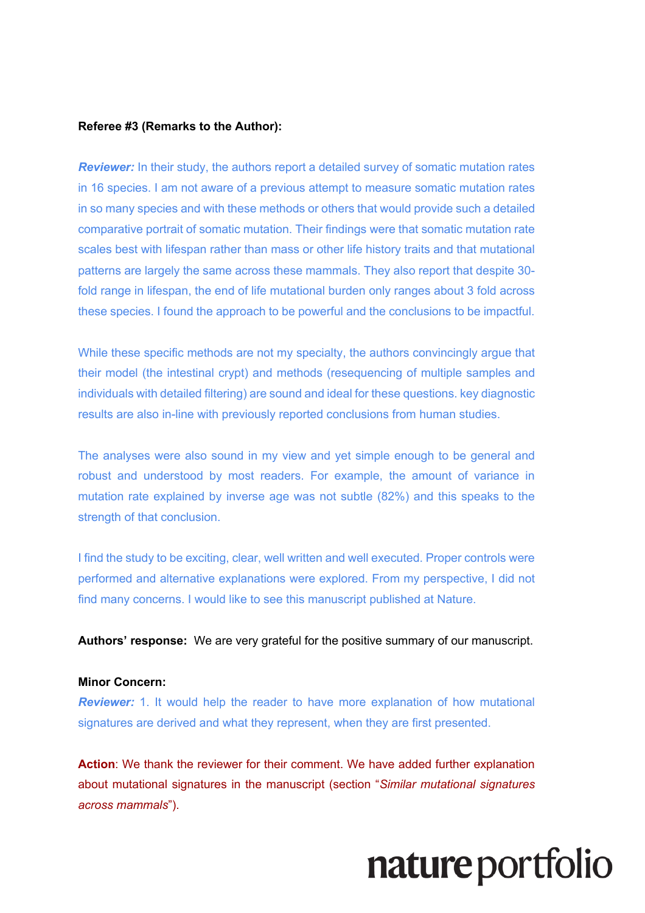**Referee #3 (Remarks to the Author):**

***Reviewer:*** In their study, the authors report a detailed survey of somatic mutation rates in 16 species. I am not aware of a previous attempt to measure somatic mutation rates in so many species and with these methods or others that would provide such a detailed comparative portrait of somatic mutation. Their findings were that somatic mutation rate scales best with lifespan rather than mass or other life history traits and that mutational patterns are largely the same across these mammals. They also report that despite 30-fold range in lifespan, the end of life mutational burden only ranges about 3 fold across these species. I found the approach to be powerful and the conclusions to be impactful.

While these specific methods are not my specialty, the authors convincingly argue that their model (the intestinal crypt) and methods (resequencing of multiple samples and individuals with detailed filtering) are sound and ideal for these questions. key diagnostic results are also in-line with previously reported conclusions from human studies.

The analyses were also sound in my view and yet simple enough to be general and robust and understood by most readers. For example, the amount of variance in mutation rate explained by inverse age was not subtle (82%) and this speaks to the strength of that conclusion.

I find the study to be exciting, clear, well written and well executed. Proper controls were performed and alternative explanations were explored. From my perspective, I did not find many concerns. I would like to see this manuscript published at Nature.

**Authors' response:** We are very grateful for the positive summary of our manuscript.

**Minor Concern:**

***Reviewer:*** 1. It would help the reader to have more explanation of how mutational signatures are derived and what they represent, when they are first presented.

**Action**: We thank the reviewer for their comment. We have added further explanation about mutational signatures in the manuscript (section "*Similar mutational signatures across mammals*").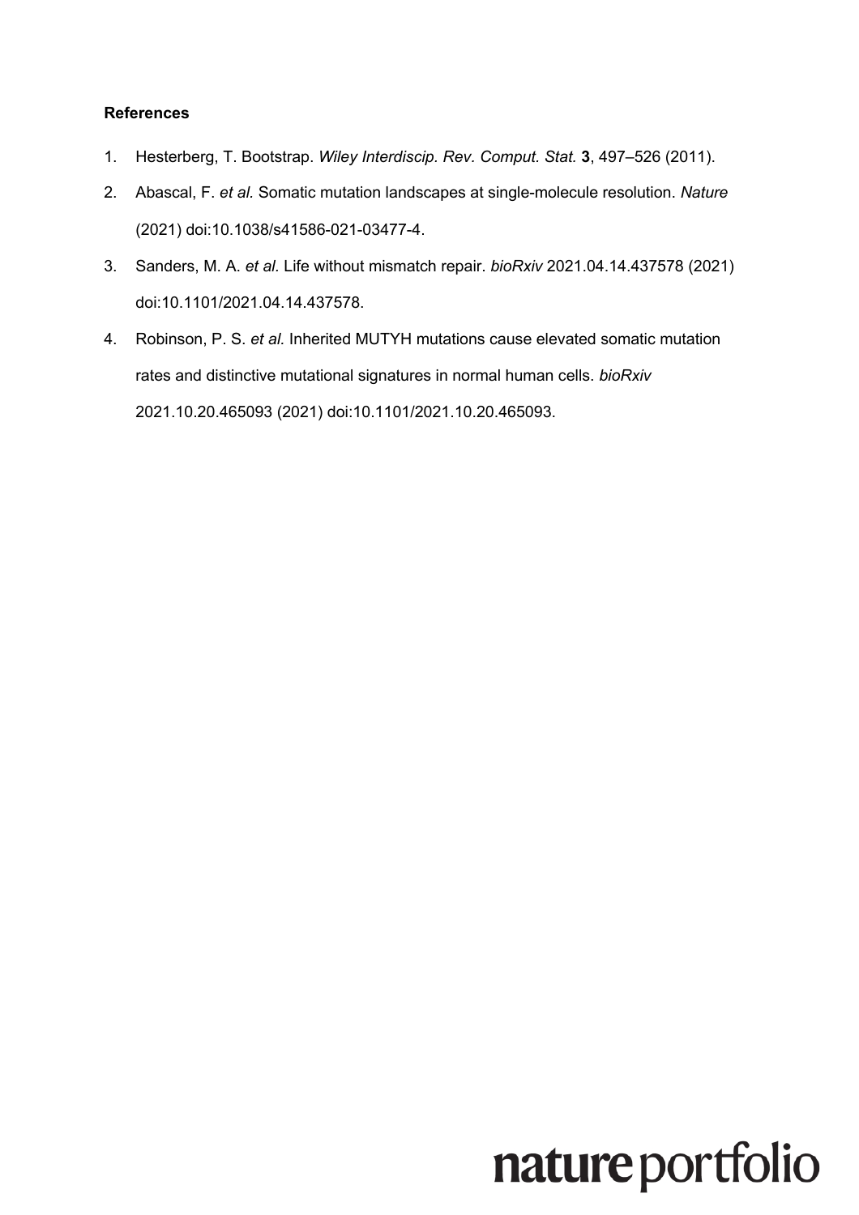**References**

1. Hesterberg, T. Bootstrap. *Wiley Interdiscip. Rev. Comput. Stat.* **3**, 497–526 (2011).
2. Abascal, F. *et al.* Somatic mutation landscapes at single-molecule resolution. *Nature* (2021) doi:10.1038/s41586-021-03477-4.
3. Sanders, M. A. *et al.* Life without mismatch repair. *bioRxiv* 2021.04.14.437578 (2021) doi:10.1101/2021.04.14.437578.
4. Robinson, P. S. *et al.* Inherited MUTYH mutations cause elevated somatic mutation rates and distinctive mutational signatures in normal human cells. *bioRxiv* 2021.10.20.465093 (2021) doi:10.1101/2021.10.20.465093.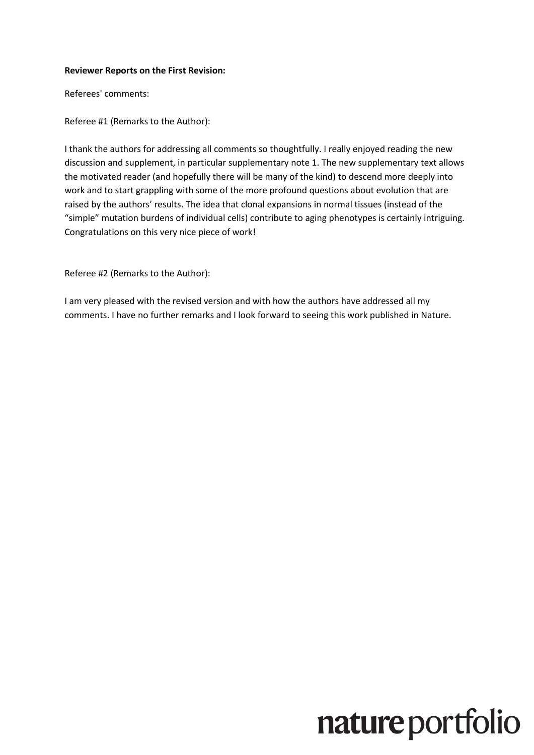**Reviewer Reports on the First Revision:**

Referees' comments:

Referee #1 (Remarks to the Author):

I thank the authors for addressing all comments so thoughtfully. I really enjoyed reading the new discussion and supplement, in particular supplementary note 1. The new supplementary text allows the motivated reader (and hopefully there will be many of the kind) to descend more deeply into work and to start grappling with some of the more profound questions about evolution that are raised by the authors' results. The idea that clonal expansions in normal tissues (instead of the "simple" mutation burdens of individual cells) contribute to aging phenotypes is certainly intriguing. Congratulations on this very nice piece of work!

Referee #2 (Remarks to the Author):

I am very pleased with the revised version and with how the authors have addressed all my comments. I have no further remarks and I look forward to seeing this work published in Nature.